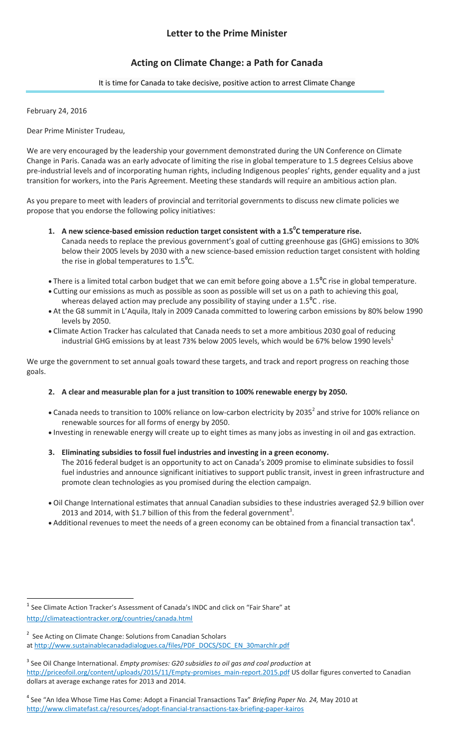# Letter to the Prime Minister

## Acting on Climate Change: a Path for Canada

It is time for Canada to take decisive, positive action to arrest Climate Change

February 24, 2016

Dear Prime Minister Trudeau,

We are very encouraged by the leadership your government demonstrated during the UN Conference on Climate Change in Paris. Canada was an early advocate of limiting the rise in global temperature to 1.5 degrees Celsius above pre-industrial levels and of incorporating human rights, including Indigenous peoples' rights, gender equality and a just transition for workers, into the Paris Agreement. Meeting these standards will require an ambitious action plan.

As you prepare to meet with leaders of provincial and territorial governments to discuss new climate policies we propose that you endorse the following policy initiatives:

1. **A new science-based emission reduction target consistent with a 1.5⁰C temperature rise.**
   Canada needs to replace the previous government's goal of cutting greenhouse gas (GHG) emissions to 30% below their 2005 levels by 2030 with a new science-based emission reduction target consistent with holding the rise in global temperatures to 1.5⁰C.

- There is a limited total carbon budget that we can emit before going above a 1.5⁰C rise in global temperature.
- Cutting our emissions as much as possible as soon as possible will set us on a path to achieving this goal, whereas delayed action may preclude any possibility of staying under a 1.5⁰C . rise.
- At the G8 summit in L'Aquila, Italy in 2009 Canada committed to lowering carbon emissions by 80% below 1990 levels by 2050.
- Climate Action Tracker has calculated that Canada needs to set a more ambitious 2030 goal of reducing industrial GHG emissions by at least 73% below 2005 levels, which would be 67% below 1990 levels[1]

We urge the government to set annual goals toward these targets, and track and report progress on reaching those goals.

2. **A clear and measurable plan for a just transition to 100% renewable energy by 2050.**

- Canada needs to transition to 100% reliance on low-carbon electricity by 2035[2] and strive for 100% reliance on renewable sources for all forms of energy by 2050.
- Investing in renewable energy will create up to eight times as many jobs as investing in oil and gas extraction.

3. **Eliminating subsidies to fossil fuel industries and investing in a green economy.**
   The 2016 federal budget is an opportunity to act on Canada's 2009 promise to eliminate subsidies to fossil fuel industries and announce significant initiatives to support public transit, invest in green infrastructure and promote clean technologies as you promised during the election campaign.

- Oil Change International estimates that annual Canadian subsidies to these industries averaged \$2.9 billion over 2013 and 2014, with \$1.7 billion of this from the federal government[3].
- Additional revenues to meet the needs of a green economy can be obtained from a financial transaction tax[4].

---

[1] See Climate Action Tracker's Assessment of Canada's INDC and click on "Fair Share" at http://climateactiontracker.org/countries/canada.html

[2] See Acting on Climate Change: Solutions from Canadian Scholars at http://www.sustainablecanadadialogues.ca/files/PDF_DOCS/SDC_EN_30marchlr.pdf

[3] See Oil Change International. *Empty promises: G20 subsidies to oil gas and coal production* at http://priceofoil.org/content/uploads/2015/11/Empty-promises_main-report.2015.pdf US dollar figures converted to Canadian dollars at average exchange rates for 2013 and 2014.

[4] See "An Idea Whose Time Has Come: Adopt a Financial Transactions Tax" *Briefing Paper No. 24,* May 2010 at http://www.climatefast.ca/resources/adopt-financial-transactions-tax-briefing-paper-kairos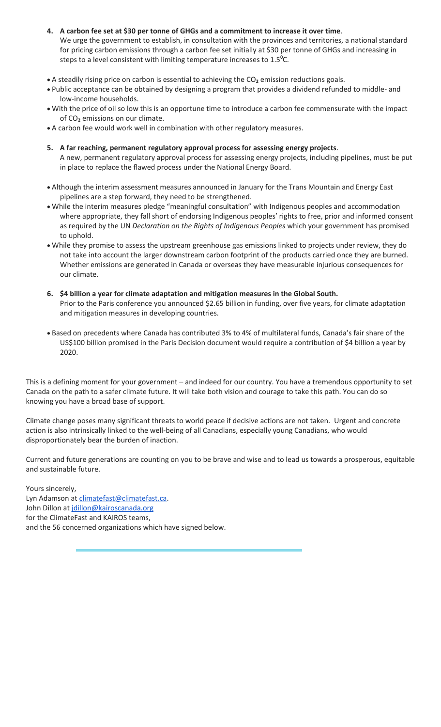4. **A carbon fee set at $30 per tonne of GHGs and a commitment to increase it over time**.
   We urge the government to establish, in consultation with the provinces and territories, a national standard for pricing carbon emissions through a carbon fee set initially at $30 per tonne of GHGs and increasing in steps to a level consistent with limiting temperature increases to 1.5⁰C.

- A steadily rising price on carbon is essential to achieving the $CO_2$ emission reductions goals.
- Public acceptance can be obtained by designing a program that provides a dividend refunded to middle- and low-income households.
- With the price of oil so low this is an opportune time to introduce a carbon fee commensurate with the impact of $CO_2$ emissions on our climate.
- A carbon fee would work well in combination with other regulatory measures.

5. **A far reaching, permanent regulatory approval process for assessing energy projects**.
   A new, permanent regulatory approval process for assessing energy projects, including pipelines, must be put in place to replace the flawed process under the National Energy Board.

- Although the interim assessment measures announced in January for the Trans Mountain and Energy East pipelines are a step forward, they need to be strengthened.
- While the interim measures pledge "meaningful consultation" with Indigenous peoples and accommodation where appropriate, they fall short of endorsing Indigenous peoples' rights to free, prior and informed consent as required by the UN *Declaration on the Rights of Indigenous Peoples* which your government has promised to uphold.
- While they promise to assess the upstream greenhouse gas emissions linked to projects under review, they do not take into account the larger downstream carbon footprint of the products carried once they are burned. Whether emissions are generated in Canada or overseas they have measurable injurious consequences for our climate.

6. **$4 billion a year for climate adaptation and mitigation measures in the Global South.**
   Prior to the Paris conference you announced $2.65 billion in funding, over five years, for climate adaptation and mitigation measures in developing countries.

- Based on precedents where Canada has contributed 3% to 4% of multilateral funds, Canada's fair share of the US$100 billion promised in the Paris Decision document would require a contribution of $4 billion a year by 2020.

This is a defining moment for your government – and indeed for our country. You have a tremendous opportunity to set Canada on the path to a safer climate future. It will take both vision and courage to take this path. You can do so knowing you have a broad base of support.

Climate change poses many significant threats to world peace if decisive actions are not taken. Urgent and concrete action is also intrinsically linked to the well-being of all Canadians, especially young Canadians, who would disproportionately bear the burden of inaction.

Current and future generations are counting on you to be brave and wise and to lead us towards a prosperous, equitable and sustainable future.

Yours sincerely,
Lyn Adamson at climatefast@climatefast.ca.
John Dillon at jdillon@kairoscanada.org
for the ClimateFast and KAIROS teams,
and the 56 concerned organizations which have signed below.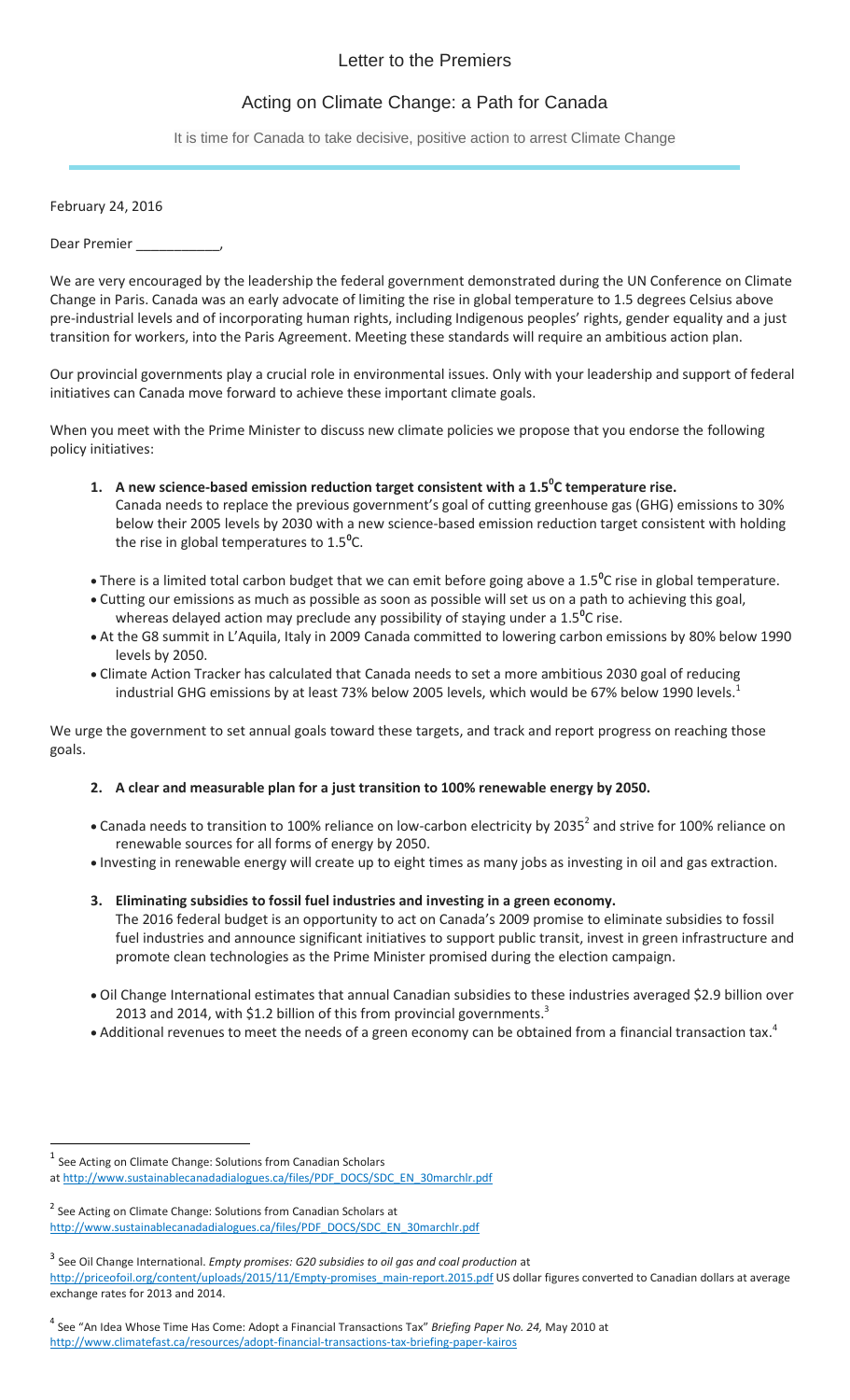# Letter to the Premiers

## Acting on Climate Change: a Path for Canada

It is time for Canada to take decisive, positive action to arrest Climate Change

February 24, 2016

Dear Premier ___________,

We are very encouraged by the leadership the federal government demonstrated during the UN Conference on Climate Change in Paris. Canada was an early advocate of limiting the rise in global temperature to 1.5 degrees Celsius above pre-industrial levels and of incorporating human rights, including Indigenous peoples' rights, gender equality and a just transition for workers, into the Paris Agreement. Meeting these standards will require an ambitious action plan.

Our provincial governments play a crucial role in environmental issues. Only with your leadership and support of federal initiatives can Canada move forward to achieve these important climate goals.

When you meet with the Prime Minister to discuss new climate policies we propose that you endorse the following policy initiatives:

1. **A new science-based emission reduction target consistent with a 1.5$^0$C temperature rise.**
   Canada needs to replace the previous government's goal of cutting greenhouse gas (GHG) emissions to 30% below their 2005 levels by 2030 with a new science-based emission reduction target consistent with holding the rise in global temperatures to 1.5$^0$C.

- There is a limited total carbon budget that we can emit before going above a 1.5$^0$C rise in global temperature.
- Cutting our emissions as much as possible as soon as possible will set us on a path to achieving this goal, whereas delayed action may preclude any possibility of staying under a 1.5$^0$C rise.
- At the G8 summit in L'Aquila, Italy in 2009 Canada committed to lowering carbon emissions by 80% below 1990 levels by 2050.
- Climate Action Tracker has calculated that Canada needs to set a more ambitious 2030 goal of reducing industrial GHG emissions by at least 73% below 2005 levels, which would be 67% below 1990 levels.[1]

We urge the government to set annual goals toward these targets, and track and report progress on reaching those goals.

2. **A clear and measurable plan for a just transition to 100% renewable energy by 2050.**

- Canada needs to transition to 100% reliance on low-carbon electricity by 2035[2] and strive for 100% reliance on renewable sources for all forms of energy by 2050.
- Investing in renewable energy will create up to eight times as many jobs as investing in oil and gas extraction.

3. **Eliminating subsidies to fossil fuel industries and investing in a green economy.**
   The 2016 federal budget is an opportunity to act on Canada's 2009 promise to eliminate subsidies to fossil fuel industries and announce significant initiatives to support public transit, invest in green infrastructure and promote clean technologies as the Prime Minister promised during the election campaign.

- Oil Change International estimates that annual Canadian subsidies to these industries averaged $2.9 billion over 2013 and 2014, with $1.2 billion of this from provincial governments.[3]
- Additional revenues to meet the needs of a green economy can be obtained from a financial transaction tax.[4]

---

[1] See Acting on Climate Change: Solutions from Canadian Scholars at http://www.sustainablecanadadialogues.ca/files/PDF_DOCS/SDC_EN_30marchlr.pdf

[2] See Acting on Climate Change: Solutions from Canadian Scholars at http://www.sustainablecanadadialogues.ca/files/PDF_DOCS/SDC_EN_30marchlr.pdf

[3] See Oil Change International. *Empty promises: G20 subsidies to oil gas and coal production* at http://priceofoil.org/content/uploads/2015/11/Empty-promises_main-report.2015.pdf US dollar figures converted to Canadian dollars at average exchange rates for 2013 and 2014.

[4] See "An Idea Whose Time Has Come: Adopt a Financial Transactions Tax" *Briefing Paper No. 24,* May 2010 at http://www.climatefast.ca/resources/adopt-financial-transactions-tax-briefing-paper-kairos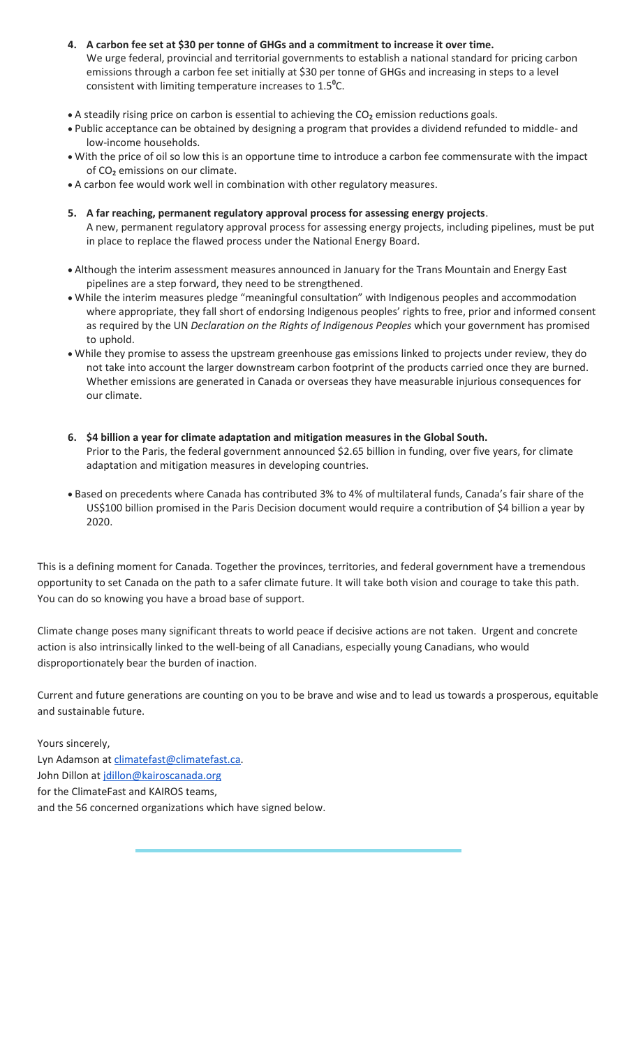4. **A carbon fee set at $30 per tonne of GHGs and a commitment to increase it over time.**
   We urge federal, provincial and territorial governments to establish a national standard for pricing carbon emissions through a carbon fee set initially at $30 per tonne of GHGs and increasing in steps to a level consistent with limiting temperature increases to 1.5⁰C.

- A steadily rising price on carbon is essential to achieving the $CO_2$ emission reductions goals.
- Public acceptance can be obtained by designing a program that provides a dividend refunded to middle- and low-income households.
- With the price of oil so low this is an opportune time to introduce a carbon fee commensurate with the impact of $CO_2$ emissions on our climate.
- A carbon fee would work well in combination with other regulatory measures.

5. **A far reaching, permanent regulatory approval process for assessing energy projects**.
   A new, permanent regulatory approval process for assessing energy projects, including pipelines, must be put in place to replace the flawed process under the National Energy Board.

- Although the interim assessment measures announced in January for the Trans Mountain and Energy East pipelines are a step forward, they need to be strengthened.
- While the interim measures pledge "meaningful consultation" with Indigenous peoples and accommodation where appropriate, they fall short of endorsing Indigenous peoples' rights to free, prior and informed consent as required by the UN *Declaration on the Rights of Indigenous Peoples* which your government has promised to uphold.
- While they promise to assess the upstream greenhouse gas emissions linked to projects under review, they do not take into account the larger downstream carbon footprint of the products carried once they are burned. Whether emissions are generated in Canada or overseas they have measurable injurious consequences for our climate.

6. **$4 billion a year for climate adaptation and mitigation measures in the Global South.**
   Prior to the Paris, the federal government announced $2.65 billion in funding, over five years, for climate adaptation and mitigation measures in developing countries.

- Based on precedents where Canada has contributed 3% to 4% of multilateral funds, Canada's fair share of the US$100 billion promised in the Paris Decision document would require a contribution of $4 billion a year by 2020.

This is a defining moment for Canada. Together the provinces, territories, and federal government have a tremendous opportunity to set Canada on the path to a safer climate future. It will take both vision and courage to take this path. You can do so knowing you have a broad base of support.

Climate change poses many significant threats to world peace if decisive actions are not taken. Urgent and concrete action is also intrinsically linked to the well-being of all Canadians, especially young Canadians, who would disproportionately bear the burden of inaction.

Current and future generations are counting on you to be brave and wise and to lead us towards a prosperous, equitable and sustainable future.

Yours sincerely,
Lyn Adamson at climatefast@climatefast.ca.
John Dillon at jdillon@kairoscanada.org
for the ClimateFast and KAIROS teams,
and the 56 concerned organizations which have signed below.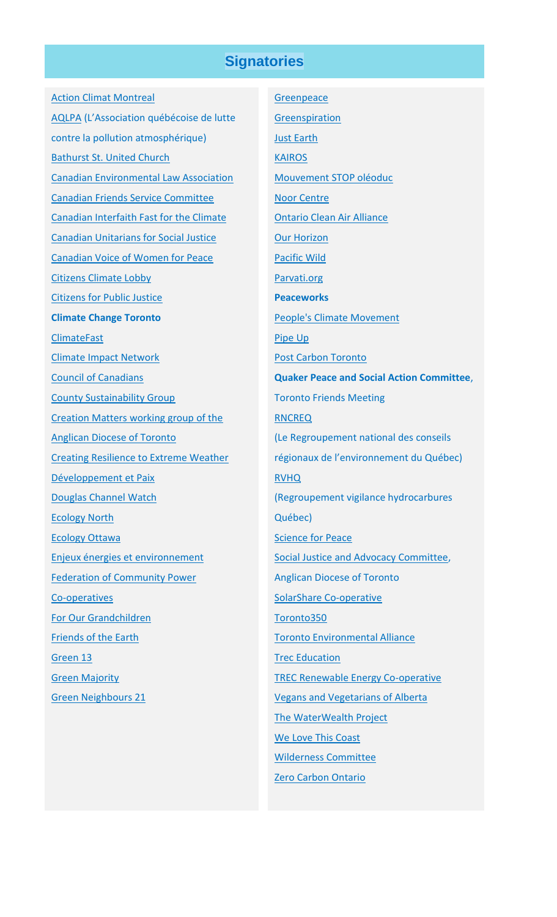## Signatories

Action Climat Montreal

AQLPA (L'Association québécoise de lutte contre la pollution atmosphérique)

Bathurst St. United Church

Canadian Environmental Law Association

Canadian Friends Service Committee

Canadian Interfaith Fast for the Climate

Canadian Unitarians for Social Justice

Canadian Voice of Women for Peace

Citizens Climate Lobby

Citizens for Public Justice

**Climate Change Toronto**

ClimateFast

Climate Impact Network

Council of Canadians

County Sustainability Group

Creation Matters working group of the Anglican Diocese of Toronto

Creating Resilience to Extreme Weather

Développement et Paix

Douglas Channel Watch

Ecology North

Ecology Ottawa

Enjeux énergies et environnement

Federation of Community Power Co-operatives

For Our Grandchildren

Friends of the Earth

Green 13

Green Majority

Green Neighbours 21

Greenpeace

Greenspiration

Just Earth

KAIROS

Mouvement STOP oléoduc

Noor Centre

Ontario Clean Air Alliance

Our Horizon

Pacific Wild

Parvati.org

**Peaceworks**

People's Climate Movement

Pipe Up

Post Carbon Toronto

**Quaker Peace and Social Action Committee**, Toronto Friends Meeting

RNCREQ (Le Regroupement national des conseils régionaux de l'environnement du Québec)

RVHQ (Regroupement vigilance hydrocarbures Québec)

Science for Peace

Social Justice and Advocacy Committee, Anglican Diocese of Toronto

SolarShare Co-operative

Toronto350

Toronto Environmental Alliance

Trec Education

TREC Renewable Energy Co-operative

Vegans and Vegetarians of Alberta

The WaterWealth Project

We Love This Coast

Wilderness Committee

Zero Carbon Ontario